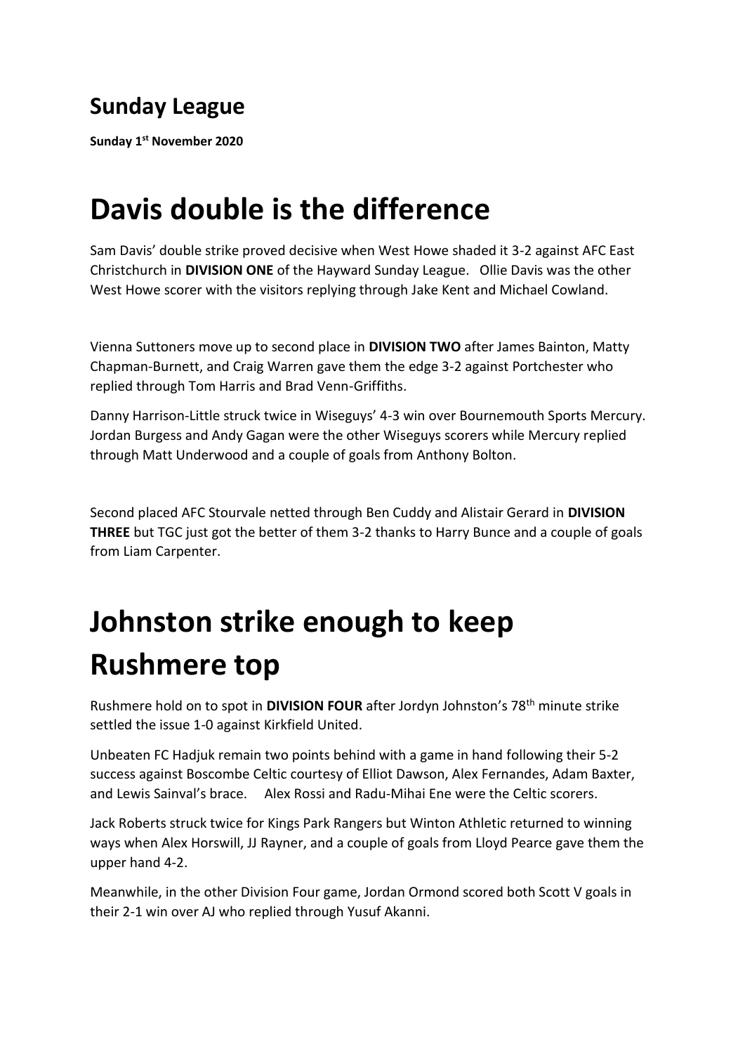## Sunday League

**Sunday 1st November 2020**

# Davis double is the difference

Sam Davis' double strike proved decisive when West Howe shaded it 3-2 against AFC East Christchurch in **DIVISION ONE** of the Hayward Sunday League. Ollie Davis was the other West Howe scorer with the visitors replying through Jake Kent and Michael Cowland.

Vienna Suttoners move up to second place in **DIVISION TWO** after James Bainton, Matty Chapman-Burnett, and Craig Warren gave them the edge 3-2 against Portchester who replied through Tom Harris and Brad Venn-Griffiths.

Danny Harrison-Little struck twice in Wiseguys' 4-3 win over Bournemouth Sports Mercury. Jordan Burgess and Andy Gagan were the other Wiseguys scorers while Mercury replied through Matt Underwood and a couple of goals from Anthony Bolton.

Second placed AFC Stourvale netted through Ben Cuddy and Alistair Gerard in **DIVISION THREE** but TGC just got the better of them 3-2 thanks to Harry Bunce and a couple of goals from Liam Carpenter.

# Johnston strike enough to keep Rushmere top

Rushmere hold on to spot in **DIVISION FOUR** after Jordyn Johnston's 78th minute strike settled the issue 1-0 against Kirkfield United.

Unbeaten FC Hadjuk remain two points behind with a game in hand following their 5-2 success against Boscombe Celtic courtesy of Elliot Dawson, Alex Fernandes, Adam Baxter, and Lewis Sainval's brace. Alex Rossi and Radu-Mihai Ene were the Celtic scorers.

Jack Roberts struck twice for Kings Park Rangers but Winton Athletic returned to winning ways when Alex Horswill, JJ Rayner, and a couple of goals from Lloyd Pearce gave them the upper hand 4-2.

Meanwhile, in the other Division Four game, Jordan Ormond scored both Scott V goals in their 2-1 win over AJ who replied through Yusuf Akanni.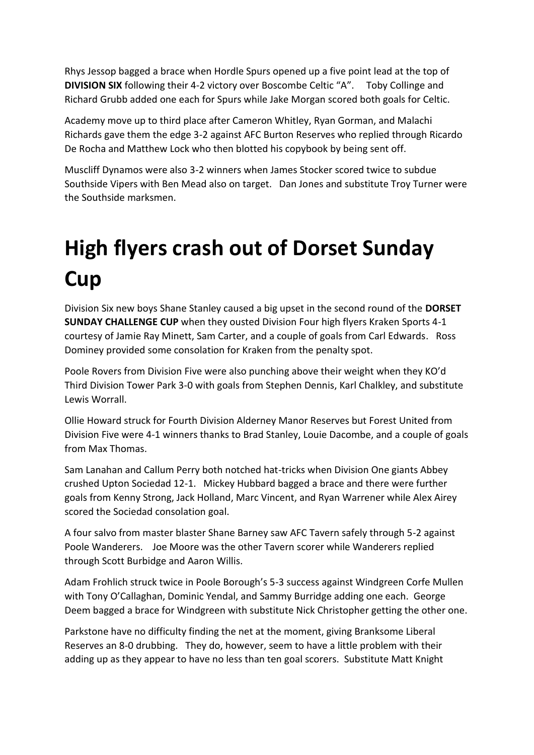Rhys Jessop bagged a brace when Hordle Spurs opened up a five point lead at the top of **DIVISION SIX** following their 4-2 victory over Boscombe Celtic "A". Toby Collinge and Richard Grubb added one each for Spurs while Jake Morgan scored both goals for Celtic.

Academy move up to third place after Cameron Whitley, Ryan Gorman, and Malachi Richards gave them the edge 3-2 against AFC Burton Reserves who replied through Ricardo De Rocha and Matthew Lock who then blotted his copybook by being sent off.

Muscliff Dynamos were also 3-2 winners when James Stocker scored twice to subdue Southside Vipers with Ben Mead also on target. Dan Jones and substitute Troy Turner were the Southside marksmen.

# High flyers crash out of Dorset Sunday Cup

Division Six new boys Shane Stanley caused a big upset in the second round of the **DORSET SUNDAY CHALLENGE CUP** when they ousted Division Four high flyers Kraken Sports 4-1 courtesy of Jamie Ray Minett, Sam Carter, and a couple of goals from Carl Edwards. Ross Dominey provided some consolation for Kraken from the penalty spot.

Poole Rovers from Division Five were also punching above their weight when they KO'd Third Division Tower Park 3-0 with goals from Stephen Dennis, Karl Chalkley, and substitute Lewis Worrall.

Ollie Howard struck for Fourth Division Alderney Manor Reserves but Forest United from Division Five were 4-1 winners thanks to Brad Stanley, Louie Dacombe, and a couple of goals from Max Thomas.

Sam Lanahan and Callum Perry both notched hat-tricks when Division One giants Abbey crushed Upton Sociedad 12-1. Mickey Hubbard bagged a brace and there were further goals from Kenny Strong, Jack Holland, Marc Vincent, and Ryan Warrener while Alex Airey scored the Sociedad consolation goal.

A four salvo from master blaster Shane Barney saw AFC Tavern safely through 5-2 against Poole Wanderers. Joe Moore was the other Tavern scorer while Wanderers replied through Scott Burbidge and Aaron Willis.

Adam Frohlich struck twice in Poole Borough's 5-3 success against Windgreen Corfe Mullen with Tony O'Callaghan, Dominic Yendal, and Sammy Burridge adding one each. George Deem bagged a brace for Windgreen with substitute Nick Christopher getting the other one.

Parkstone have no difficulty finding the net at the moment, giving Branksome Liberal Reserves an 8-0 drubbing. They do, however, seem to have a little problem with their adding up as they appear to have no less than ten goal scorers. Substitute Matt Knight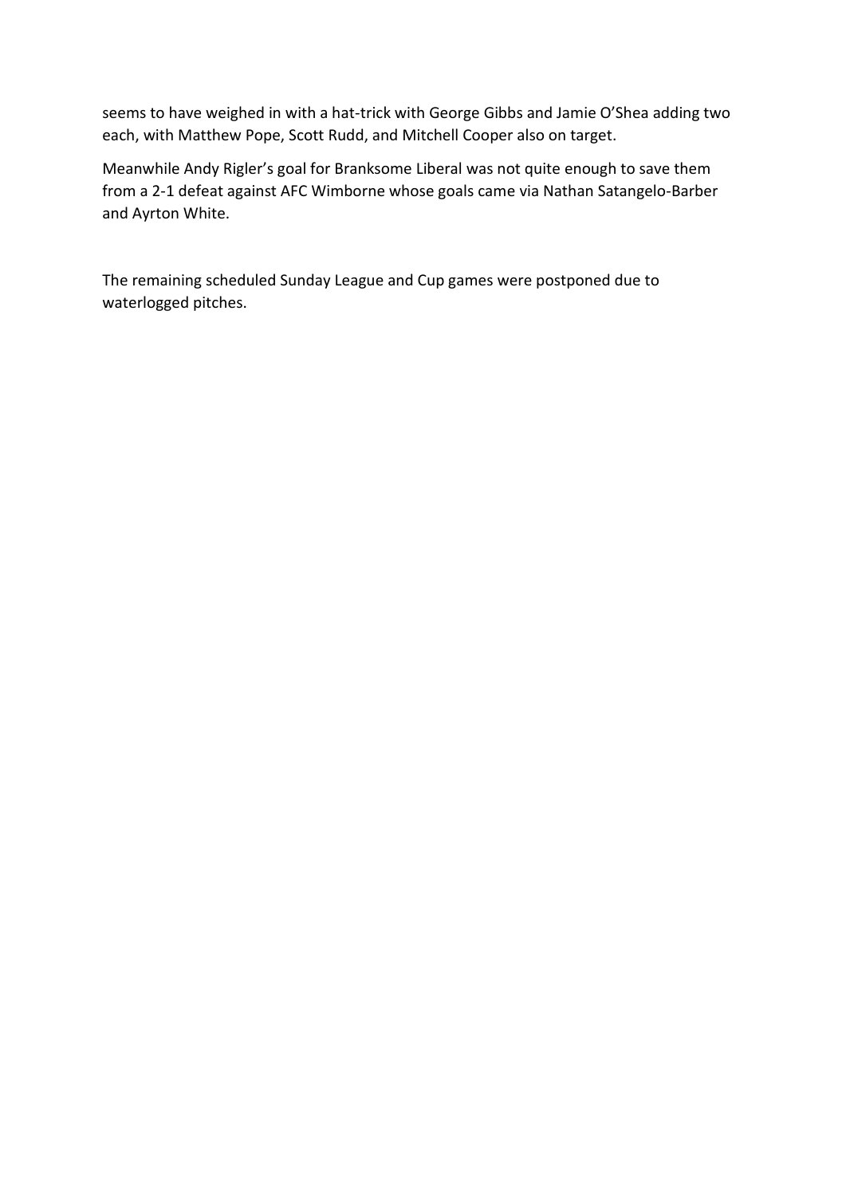seems to have weighed in with a hat-trick with George Gibbs and Jamie O'Shea adding two each, with Matthew Pope, Scott Rudd, and Mitchell Cooper also on target.

Meanwhile Andy Rigler's goal for Branksome Liberal was not quite enough to save them from a 2-1 defeat against AFC Wimborne whose goals came via Nathan Satangelo-Barber and Ayrton White.

The remaining scheduled Sunday League and Cup games were postponed due to waterlogged pitches.